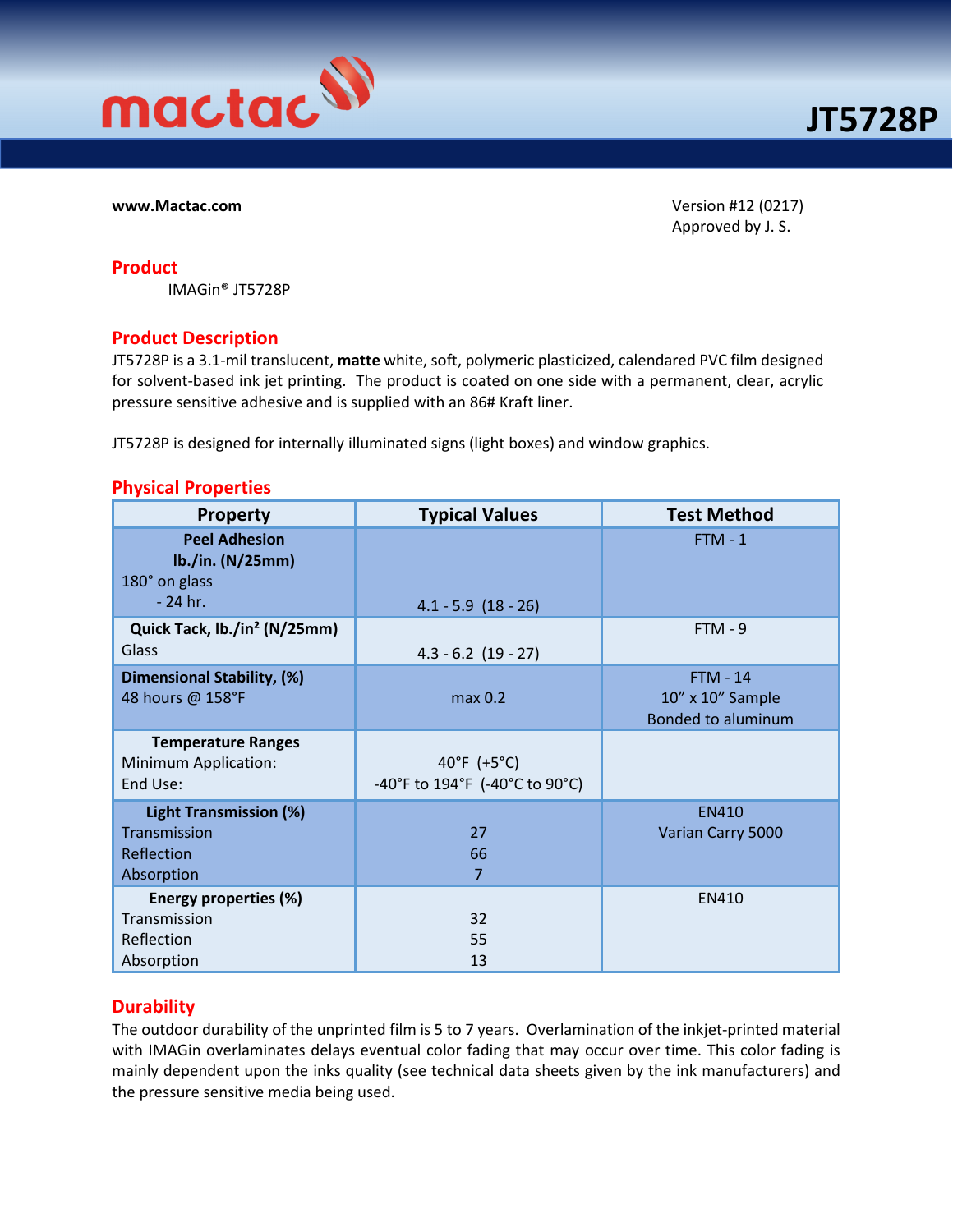# JT5728P

**www.Mactac.com**

Version #12 (0217)
Approved by J. S.

## Product

IMAGin® JT5728P

## Product Description

JT5728P is a 3.1-mil translucent, **matte** white, soft, polymeric plasticized, calendared PVC film designed for solvent-based ink jet printing. The product is coated on one side with a permanent, clear, acrylic pressure sensitive adhesive and is supplied with an 86# Kraft liner.

JT5728P is designed for internally illuminated signs (light boxes) and window graphics.

## Physical Properties

| Property | Typical Values | Test Method |
|---|---|---|
| **Peel Adhesion lb./in. (N/25mm)** 180° on glass - 24 hr. | 4.1 - 5.9 (18 - 26) | FTM - 1 |
| **Quick Tack, lb./in² (N/25mm)** Glass | 4.3 - 6.2 (19 - 27) | FTM - 9 |
| **Dimensional Stability, (%)** 48 hours @ 158°F | max 0.2 | FTM - 14 10" x 10" Sample Bonded to aluminum |
| **Temperature Ranges** Minimum Application: End Use: | 40°F (+5°C) -40°F to 194°F (-40°C to 90°C) | |
| **Light Transmission (%)** Transmission Reflection Absorption | 27 66 7 | EN410 Varian Carry 5000 |
| **Energy properties (%)** Transmission Reflection Absorption | 32 55 13 | EN410 |

## Durability

The outdoor durability of the unprinted film is 5 to 7 years. Overlamination of the inkjet-printed material with IMAGin overlaminates delays eventual color fading that may occur over time. This color fading is mainly dependent upon the inks quality (see technical data sheets given by the ink manufacturers) and the pressure sensitive media being used.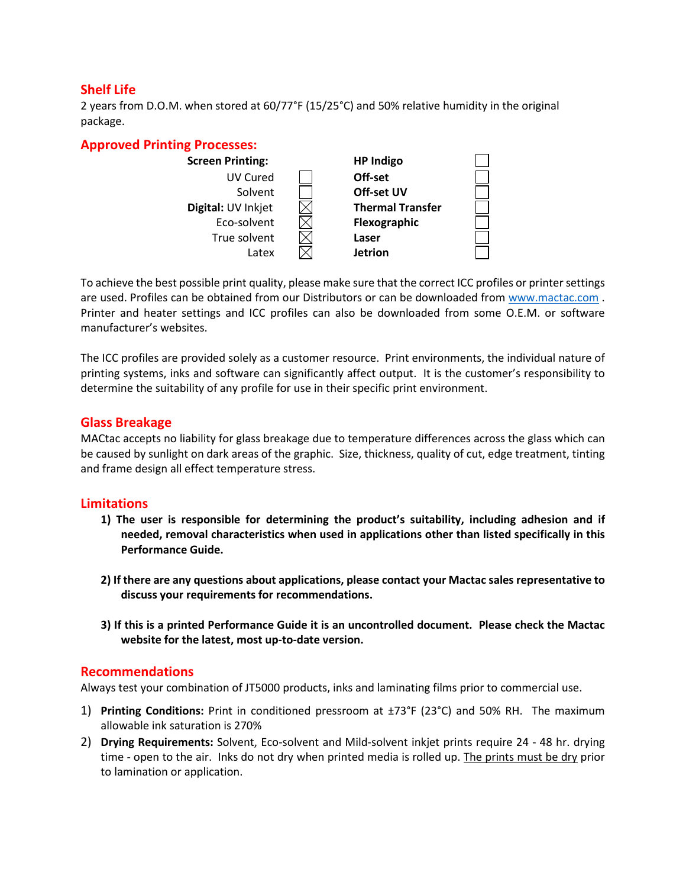## Shelf Life

2 years from D.O.M. when stored at 60/77°F (15/25°C) and 50% relative humidity in the original package.

## Approved Printing Processes:

| Process | | Process | |
|---|---|---|---|
| **Screen Printing:** | | **HP Indigo** | ☐ |
| UV Cured | ☐ | **Off-set** | ☐ |
| Solvent | ☐ | **Off-set UV** | ☐ |
| **Digital:** UV Inkjet | ☒ | **Thermal Transfer** | ☐ |
| Eco-solvent | ☒ | **Flexographic** | ☐ |
| True solvent | ☒ | **Laser** | ☐ |
| Latex | ☒ | **Jetrion** | ☐ |

To achieve the best possible print quality, please make sure that the correct ICC profiles or printer settings are used. Profiles can be obtained from our Distributors or can be downloaded from www.mactac.com . Printer and heater settings and ICC profiles can also be downloaded from some O.E.M. or software manufacturer's websites.

The ICC profiles are provided solely as a customer resource. Print environments, the individual nature of printing systems, inks and software can significantly affect output. It is the customer's responsibility to determine the suitability of any profile for use in their specific print environment.

## Glass Breakage

MACtac accepts no liability for glass breakage due to temperature differences across the glass which can be caused by sunlight on dark areas of the graphic. Size, thickness, quality of cut, edge treatment, tinting and frame design all effect temperature stress.

## Limitations

1) **The user is responsible for determining the product's suitability, including adhesion and if needed, removal characteristics when used in applications other than listed specifically in this Performance Guide.**

2) **If there are any questions about applications, please contact your Mactac sales representative to discuss your requirements for recommendations.**

3) **If this is a printed Performance Guide it is an uncontrolled document. Please check the Mactac website for the latest, most up-to-date version.**

## Recommendations

Always test your combination of JT5000 products, inks and laminating films prior to commercial use.

1) **Printing Conditions:** Print in conditioned pressroom at ±73°F (23°C) and 50% RH. The maximum allowable ink saturation is 270%
2) **Drying Requirements:** Solvent, Eco-solvent and Mild-solvent inkjet prints require 24 - 48 hr. drying time - open to the air. Inks do not dry when printed media is rolled up. <u>The prints must be dry</u> prior to lamination or application.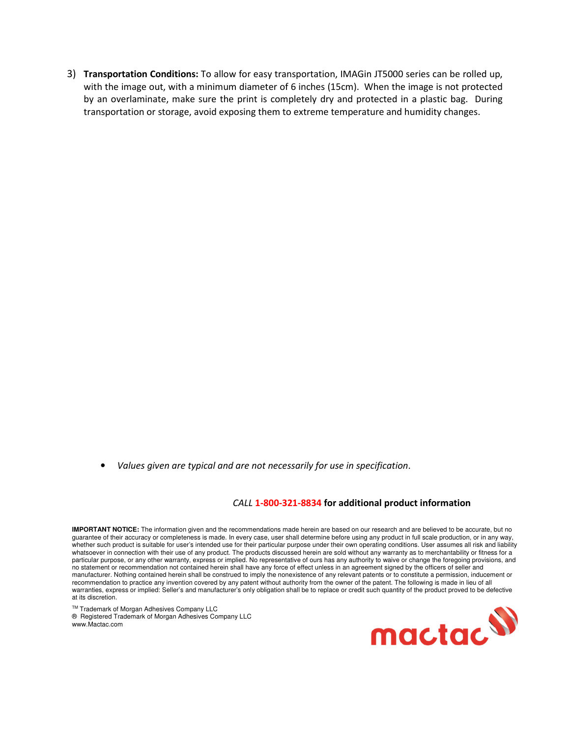3) **Transportation Conditions:** To allow for easy transportation, IMAGin JT5000 series can be rolled up, with the image out, with a minimum diameter of 6 inches (15cm). When the image is not protected by an overlaminate, make sure the print is completely dry and protected in a plastic bag. During transportation or storage, avoid exposing them to extreme temperature and humidity changes.

- *Values given are typical and are not necessarily for use in specification*.

*CALL* **1-800-321-8834 for additional product information**

**IMPORTANT NOTICE:** The information given and the recommendations made herein are based on our research and are believed to be accurate, but no guarantee of their accuracy or completeness is made. In every case, user shall determine before using any product in full scale production, or in any way, whether such product is suitable for user's intended use for their particular purpose under their own operating conditions. User assumes all risk and liability whatsoever in connection with their use of any product. The products discussed herein are sold without any warranty as to merchantability or fitness for a particular purpose, or any other warranty, express or implied. No representative of ours has any authority to waive or change the foregoing provisions, and no statement or recommendation not contained herein shall have any force of effect unless in an agreement signed by the officers of seller and manufacturer. Nothing contained herein shall be construed to imply the nonexistence of any relevant patents or to constitute a permission, inducement or recommendation to practice any invention covered by any patent without authority from the owner of the patent. The following is made in lieu of all warranties, express or implied: Seller's and manufacturer's only obligation shall be to replace or credit such quantity of the product proved to be defective at its discretion.

TM Trademark of Morgan Adhesives Company LLC
® Registered Trademark of Morgan Adhesives Company LLC
www.Mactac.com

mactac